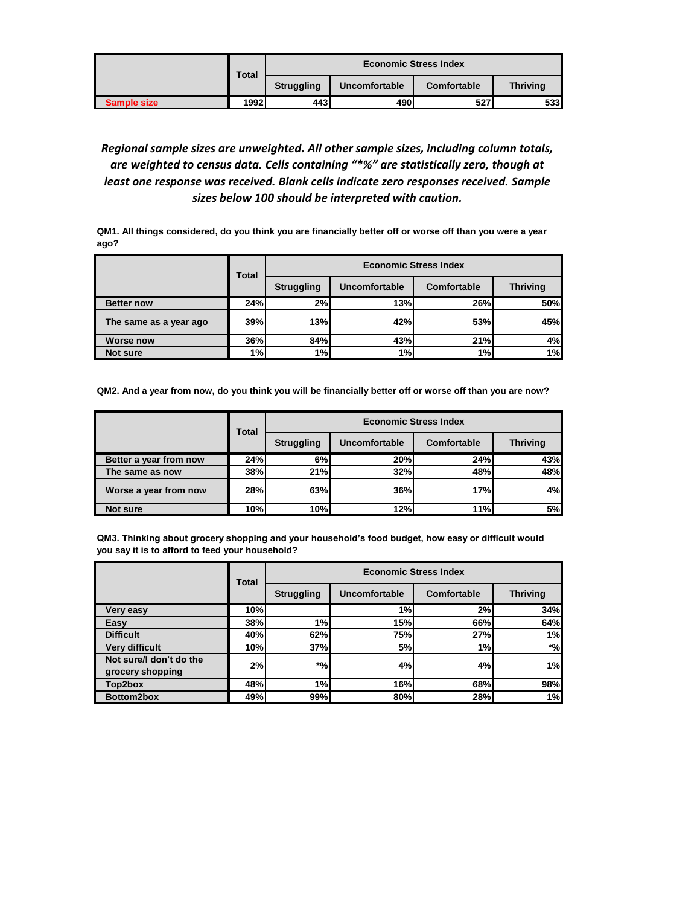| | Total | Economic Stress Index | | | |
|---|---|---|---|---|---|
| | | Struggling | Uncomfortable | Comfortable | Thriving |
| Sample size | 1992 | 443 | 490 | 527 | 533 |

*Regional sample sizes are unweighted. All other sample sizes, including column totals, are weighted to census data. Cells containing "*%" are statistically zero, though at least one response was received. Blank cells indicate zero responses received. Sample sizes below 100 should be interpreted with caution.*

**QM1. All things considered, do you think you are financially better off or worse off than you were a year ago?**

| | Total | Economic Stress Index | | | |
|---|---|---|---|---|---|
| | | Struggling | Uncomfortable | Comfortable | Thriving |
| Better now | 24% | 2% | 13% | 26% | 50% |
| The same as a year ago | 39% | 13% | 42% | 53% | 45% |
| Worse now | 36% | 84% | 43% | 21% | 4% |
| Not sure | 1% | 1% | 1% | 1% | 1% |

**QM2. And a year from now, do you think you will be financially better off or worse off than you are now?**

| | Total | Economic Stress Index | | | |
|---|---|---|---|---|---|
| | | Struggling | Uncomfortable | Comfortable | Thriving |
| Better a year from now | 24% | 6% | 20% | 24% | 43% |
| The same as now | 38% | 21% | 32% | 48% | 48% |
| Worse a year from now | 28% | 63% | 36% | 17% | 4% |
| Not sure | 10% | 10% | 12% | 11% | 5% |

**QM3. Thinking about grocery shopping and your household's food budget, how easy or difficult would you say it is to afford to feed your household?**

| | Total | Economic Stress Index | | | |
|---|---|---|---|---|---|
| | | Struggling | Uncomfortable | Comfortable | Thriving |
| Very easy | 10% | | 1% | 2% | 34% |
| Easy | 38% | 1% | 15% | 66% | 64% |
| Difficult | 40% | 62% | 75% | 27% | 1% |
| Very difficult | 10% | 37% | 5% | 1% | *% |
| Not sure/I don't do the grocery shopping | 2% | *% | 4% | 4% | 1% |
| Top2box | 48% | 1% | 16% | 68% | 98% |
| Bottom2box | 49% | 99% | 80% | 28% | 1% |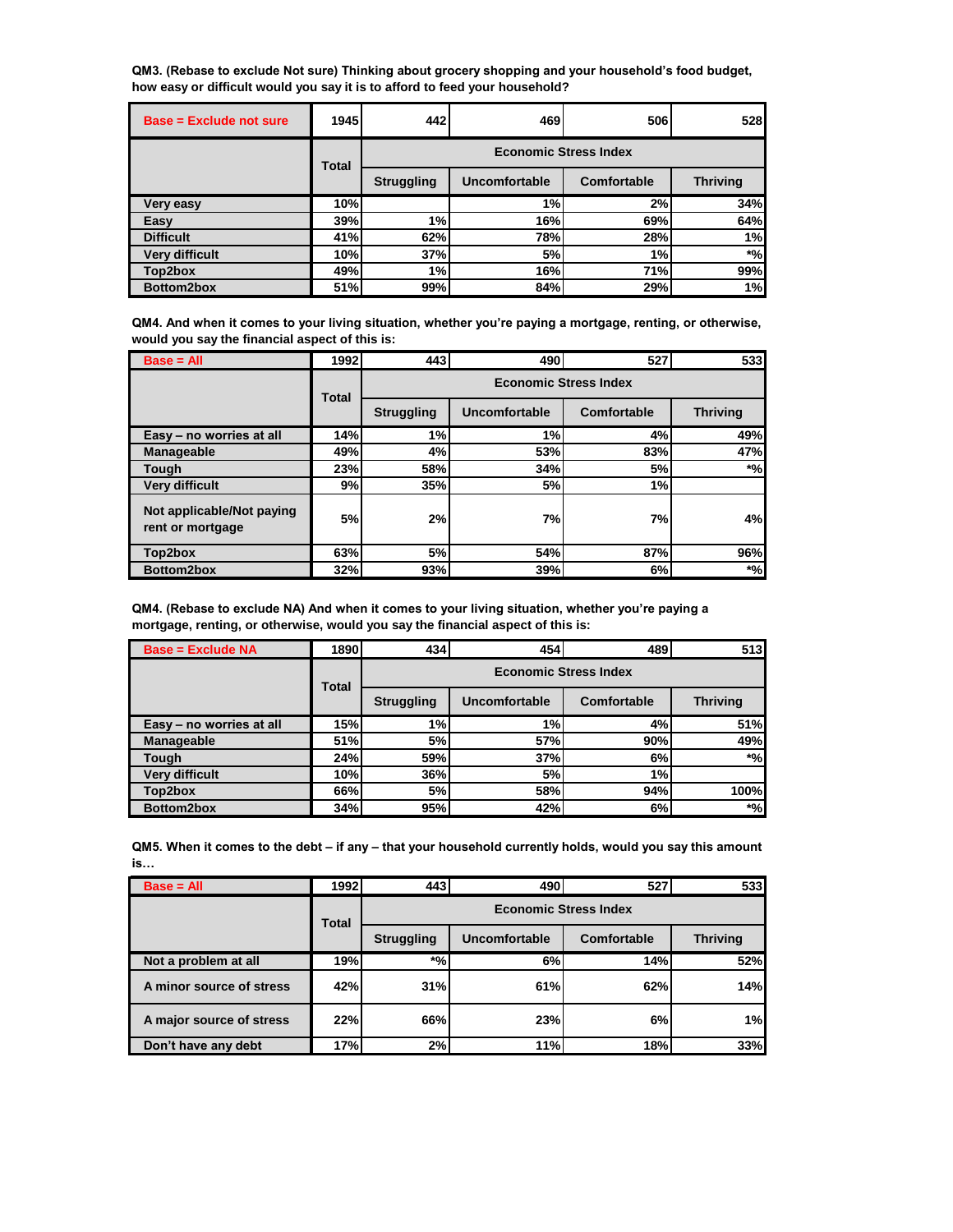**QM3. (Rebase to exclude Not sure) Thinking about grocery shopping and your household's food budget, how easy or difficult would you say it is to afford to feed your household?**

| Base = Exclude not sure | 1945 | 442 | 469 | 506 | 528 |
|---|---|---|---|---|---|
| | Total | Economic Stress Index | | | |
| | | Struggling | Uncomfortable | Comfortable | Thriving |
| Very easy | 10% | | 1% | 2% | 34% |
| Easy | 39% | 1% | 16% | 69% | 64% |
| Difficult | 41% | 62% | 78% | 28% | 1% |
| Very difficult | 10% | 37% | 5% | 1% | *% |
| Top2box | 49% | 1% | 16% | 71% | 99% |
| Bottom2box | 51% | 99% | 84% | 29% | 1% |

**QM4. And when it comes to your living situation, whether you're paying a mortgage, renting, or otherwise, would you say the financial aspect of this is:**

| Base = All | 1992 | 443 | 490 | 527 | 533 |
|---|---|---|---|---|---|
| | Total | Economic Stress Index | | | |
| | | Struggling | Uncomfortable | Comfortable | Thriving |
| Easy – no worries at all | 14% | 1% | 1% | 4% | 49% |
| Manageable | 49% | 4% | 53% | 83% | 47% |
| Tough | 23% | 58% | 34% | 5% | *% |
| Very difficult | 9% | 35% | 5% | 1% | |
| Not applicable/Not paying rent or mortgage | 5% | 2% | 7% | 7% | 4% |
| Top2box | 63% | 5% | 54% | 87% | 96% |
| Bottom2box | 32% | 93% | 39% | 6% | *% |

**QM4. (Rebase to exclude NA) And when it comes to your living situation, whether you're paying a mortgage, renting, or otherwise, would you say the financial aspect of this is:**

| Base = Exclude NA | 1890 | 434 | 454 | 489 | 513 |
|---|---|---|---|---|---|
| | Total | Economic Stress Index | | | |
| | | Struggling | Uncomfortable | Comfortable | Thriving |
| Easy – no worries at all | 15% | 1% | 1% | 4% | 51% |
| Manageable | 51% | 5% | 57% | 90% | 49% |
| Tough | 24% | 59% | 37% | 6% | *% |
| Very difficult | 10% | 36% | 5% | 1% | |
| Top2box | 66% | 5% | 58% | 94% | 100% |
| Bottom2box | 34% | 95% | 42% | 6% | *% |

**QM5. When it comes to the debt – if any – that your household currently holds, would you say this amount is…**

| Base = All | 1992 | 443 | 490 | 527 | 533 |
|---|---|---|---|---|---|
| | Total | Economic Stress Index | | | |
| | | Struggling | Uncomfortable | Comfortable | Thriving |
| Not a problem at all | 19% | *% | 6% | 14% | 52% |
| A minor source of stress | 42% | 31% | 61% | 62% | 14% |
| A major source of stress | 22% | 66% | 23% | 6% | 1% |
| Don't have any debt | 17% | 2% | 11% | 18% | 33% |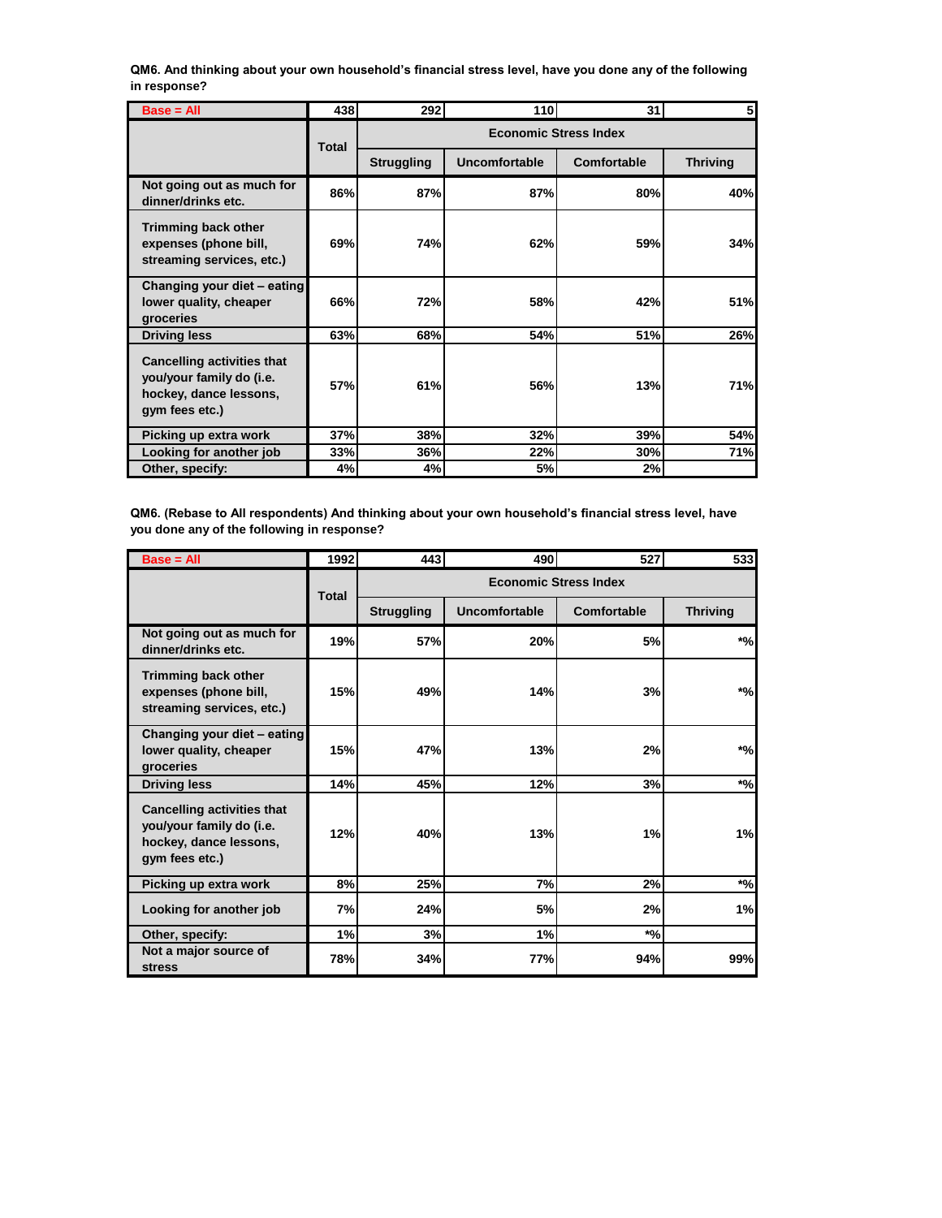**QM6. And thinking about your own household's financial stress level, have you done any of the following in response?**

| Base = All | 438 | 292 | 110 | 31 | 5 |
|---|---|---|---|---|---|
| | Total | Economic Stress Index | | | |
| | | Struggling | Uncomfortable | Comfortable | Thriving |
| Not going out as much for dinner/drinks etc. | 86% | 87% | 87% | 80% | 40% |
| Trimming back other expenses (phone bill, streaming services, etc.) | 69% | 74% | 62% | 59% | 34% |
| Changing your diet – eating lower quality, cheaper groceries | 66% | 72% | 58% | 42% | 51% |
| Driving less | 63% | 68% | 54% | 51% | 26% |
| Cancelling activities that you/your family do (i.e. hockey, dance lessons, gym fees etc.) | 57% | 61% | 56% | 13% | 71% |
| Picking up extra work | 37% | 38% | 32% | 39% | 54% |
| Looking for another job | 33% | 36% | 22% | 30% | 71% |
| Other, specify: | 4% | 4% | 5% | 2% | |

**QM6. (Rebase to All respondents) And thinking about your own household's financial stress level, have you done any of the following in response?**

| Base = All | 1992 | 443 | 490 | 527 | 533 |
|---|---|---|---|---|---|
| | Total | Economic Stress Index | | | |
| | | Struggling | Uncomfortable | Comfortable | Thriving |
| Not going out as much for dinner/drinks etc. | 19% | 57% | 20% | 5% | *% |
| Trimming back other expenses (phone bill, streaming services, etc.) | 15% | 49% | 14% | 3% | *% |
| Changing your diet – eating lower quality, cheaper groceries | 15% | 47% | 13% | 2% | *% |
| Driving less | 14% | 45% | 12% | 3% | *% |
| Cancelling activities that you/your family do (i.e. hockey, dance lessons, gym fees etc.) | 12% | 40% | 13% | 1% | 1% |
| Picking up extra work | 8% | 25% | 7% | 2% | *% |
| Looking for another job | 7% | 24% | 5% | 2% | 1% |
| Other, specify: | 1% | 3% | 1% | *% | |
| Not a major source of stress | 78% | 34% | 77% | 94% | 99% |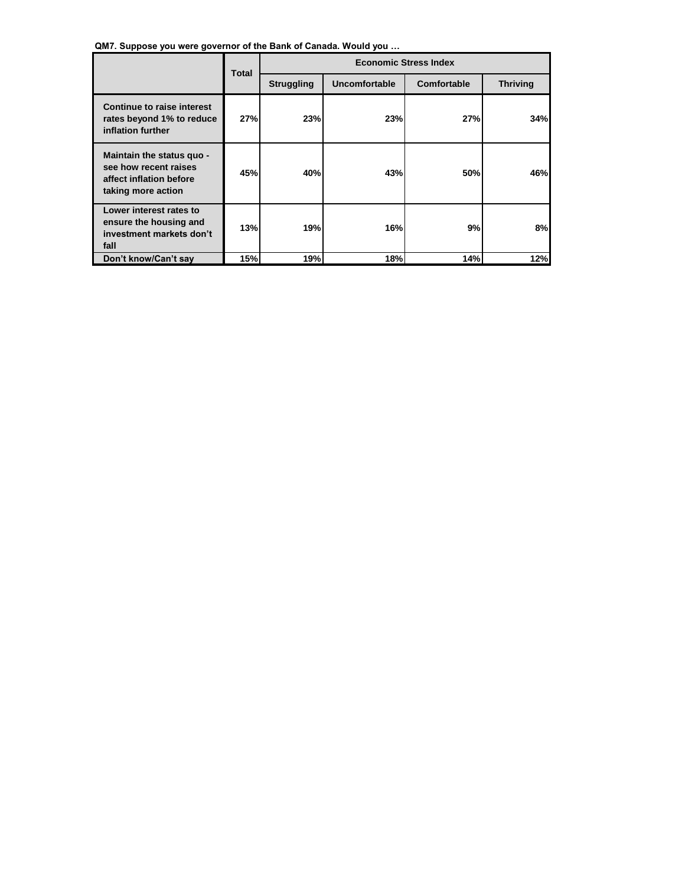**QM7. Suppose you were governor of the Bank of Canada. Would you …**

| | Total | Economic Stress Index | | | |
|---|---|---|---|---|---|
| | | Struggling | Uncomfortable | Comfortable | Thriving |
| **Continue to raise interest rates beyond 1% to reduce inflation further** | 27% | 23% | 23% | 27% | 34% |
| **Maintain the status quo - see how recent raises affect inflation before taking more action** | 45% | 40% | 43% | 50% | 46% |
| **Lower interest rates to ensure the housing and investment markets don't fall** | 13% | 19% | 16% | 9% | 8% |
| **Don't know/Can't say** | 15% | 19% | 18% | 14% | 12% |